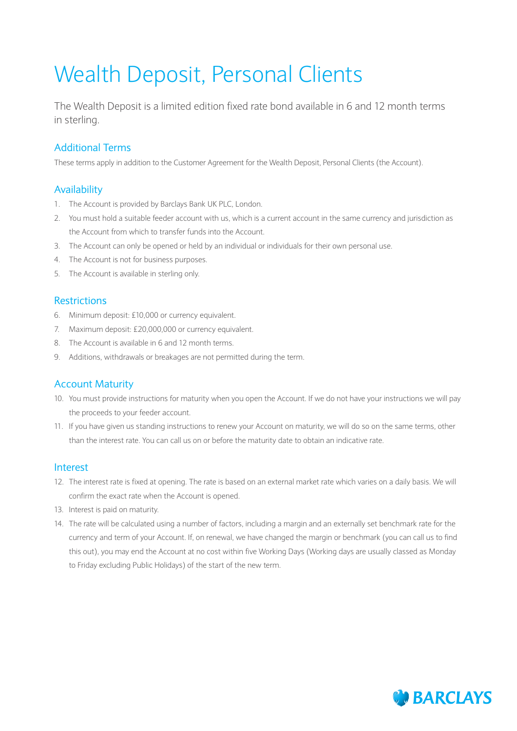# Wealth Deposit, Personal Clients

The Wealth Deposit is a limited edition fixed rate bond available in 6 and 12 month terms in sterling.

## Additional Terms

These terms apply in addition to the Customer Agreement for the Wealth Deposit, Personal Clients (the Account).

## Availability

1. The Account is provided by Barclays Bank UK PLC, London.
2. You must hold a suitable feeder account with us, which is a current account in the same currency and jurisdiction as the Account from which to transfer funds into the Account.
3. The Account can only be opened or held by an individual or individuals for their own personal use.
4. The Account is not for business purposes.
5. The Account is available in sterling only.

## Restrictions

6. Minimum deposit: £10,000 or currency equivalent.
7. Maximum deposit: £20,000,000 or currency equivalent.
8. The Account is available in 6 and 12 month terms.
9. Additions, withdrawals or breakages are not permitted during the term.

## Account Maturity

10. You must provide instructions for maturity when you open the Account. If we do not have your instructions we will pay the proceeds to your feeder account.
11. If you have given us standing instructions to renew your Account on maturity, we will do so on the same terms, other than the interest rate. You can call us on or before the maturity date to obtain an indicative rate.

## Interest

12. The interest rate is fixed at opening. The rate is based on an external market rate which varies on a daily basis. We will confirm the exact rate when the Account is opened.
13. Interest is paid on maturity.
14. The rate will be calculated using a number of factors, including a margin and an externally set benchmark rate for the currency and term of your Account. If, on renewal, we have changed the margin or benchmark (you can call us to find this out), you may end the Account at no cost within five Working Days (Working days are usually classed as Monday to Friday excluding Public Holidays) of the start of the new term.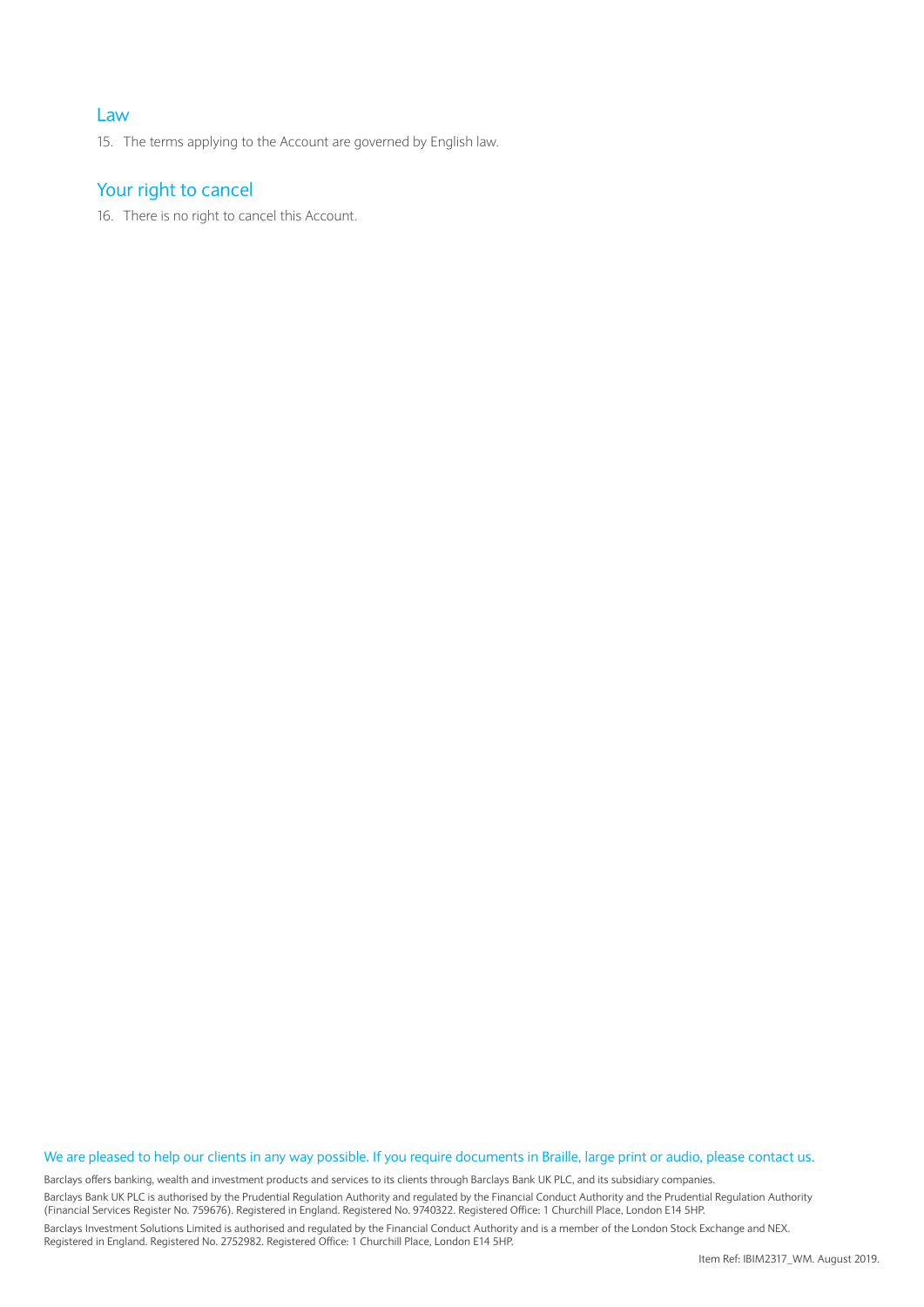## Law

15. The terms applying to the Account are governed by English law.

## Your right to cancel

16. There is no right to cancel this Account.

We are pleased to help our clients in any way possible. If you require documents in Braille, large print or audio, please contact us.

Barclays offers banking, wealth and investment products and services to its clients through Barclays Bank UK PLC, and its subsidiary companies.

Barclays Bank UK PLC is authorised by the Prudential Regulation Authority and regulated by the Financial Conduct Authority and the Prudential Regulation Authority (Financial Services Register No. 759676). Registered in England. Registered No. 9740322. Registered Office: 1 Churchill Place, London E14 5HP.

Barclays Investment Solutions Limited is authorised and regulated by the Financial Conduct Authority and is a member of the London Stock Exchange and NEX. Registered in England. Registered No. 2752982. Registered Office: 1 Churchill Place, London E14 5HP.

Item Ref: IBIM2317_WM. August 2019.